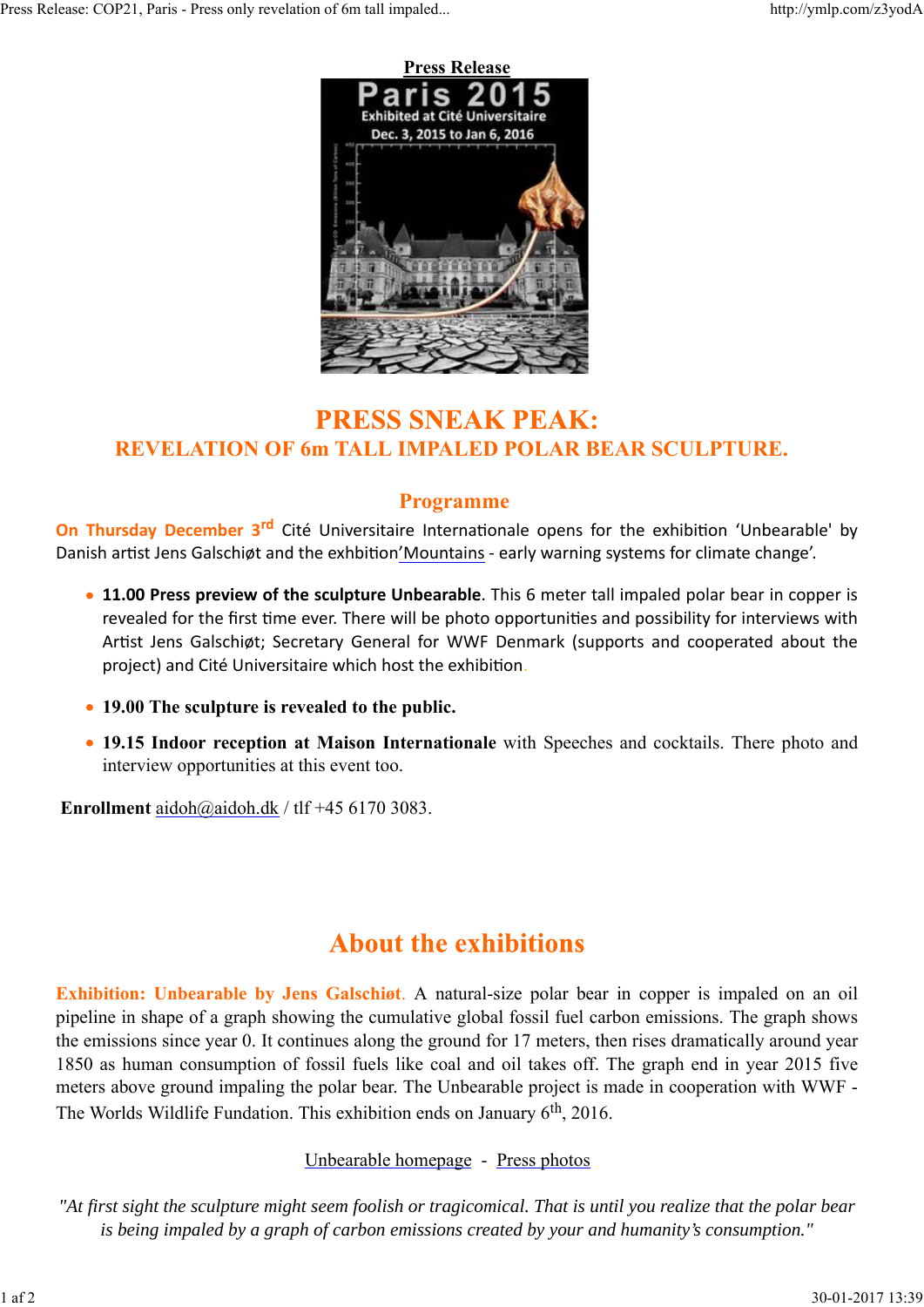**Press Release**

# PRESS SNEAK PEAK:

## REVELATION OF 6m TALL IMPALED POLAR BEAR SCULPTURE.

## Programme

**On Thursday December 3rd** Cité Universitaire Internationale opens for the exhibition 'Unbearable' by Danish artist Jens Galschiøt and the exhbition'Mountains - early warning systems for climate change'.

- **11.00 Press preview of the sculpture Unbearable**. This 6 meter tall impaled polar bear in copper is revealed for the first time ever. There will be photo opportunities and possibility for interviews with Artist Jens Galschiøt; Secretary General for WWF Denmark (supports and cooperated about the project) and Cité Universitaire which host the exhibition.
- **19.00 The sculpture is revealed to the public.**
- **19.15 Indoor reception at Maison Internationale** with Speeches and cocktails. There photo and interview opportunities at this event too.

**Enrollment** aidoh@aidoh.dk / tlf +45 6170 3083.

## About the exhibitions

**Exhibition: Unbearable by Jens Galschiøt**. A natural-size polar bear in copper is impaled on an oil pipeline in shape of a graph showing the cumulative global fossil fuel carbon emissions. The graph shows the emissions since year 0. It continues along the ground for 17 meters, then rises dramatically around year 1850 as human consumption of fossil fuels like coal and oil takes off. The graph end in year 2015 five meters above ground impaling the polar bear. The Unbearable project is made in cooperation with WWF - The Worlds Wildlife Fundation. This exhibition ends on January 6th, 2016.

Unbearable homepage - Press photos

*"At first sight the sculpture might seem foolish or tragicomical. That is until you realize that the polar bear is being impaled by a graph of carbon emissions created by your and humanity's consumption."*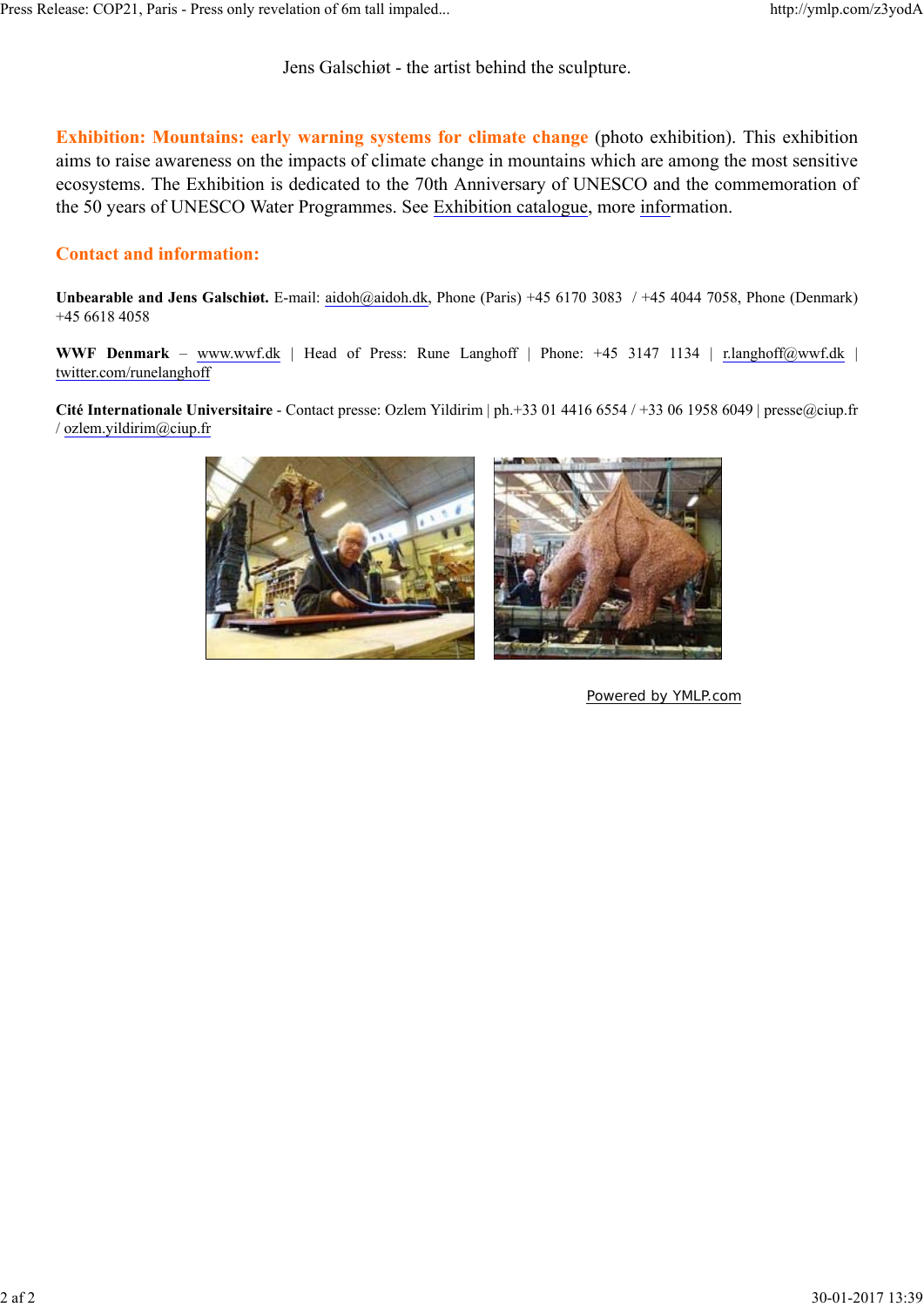Jens Galschiøt - the artist behind the sculpture.

**Exhibition: Mountains: early warning systems for climate change** (photo exhibition). This exhibition aims to raise awareness on the impacts of climate change in mountains which are among the most sensitive ecosystems. The Exhibition is dedicated to the 70th Anniversary of UNESCO and the commemoration of the 50 years of UNESCO Water Programmes. See Exhibition catalogue, more information.

## Contact and information:

**Unbearable and Jens Galschiøt.** E-mail: aidoh@aidoh.dk, Phone (Paris) +45 6170 3083 / +45 4044 7058, Phone (Denmark) +45 6618 4058

**WWF Denmark** – www.wwf.dk | Head of Press: Rune Langhoff | Phone: +45 3147 1134 | r.langhoff@wwf.dk | twitter.com/runelanghoff

**Cité Internationale Universitaire** - Contact presse: Ozlem Yildirim | ph.+33 01 4416 6554 / +33 06 1958 6049 | presse@ciup.fr / ozlem.yildirim@ciup.fr

Powered by YMLP.com